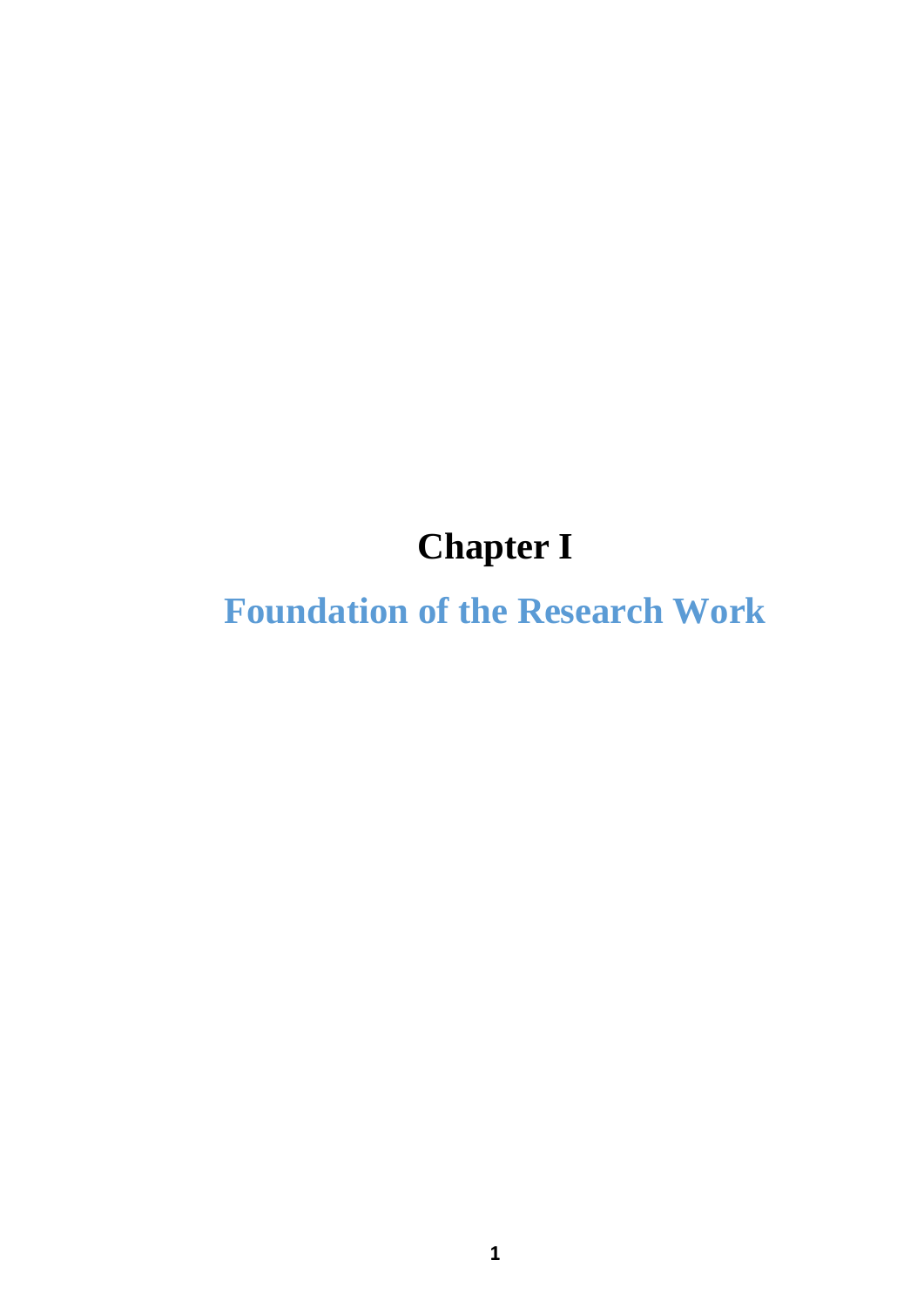# Chapter I

## Foundation of the Research Work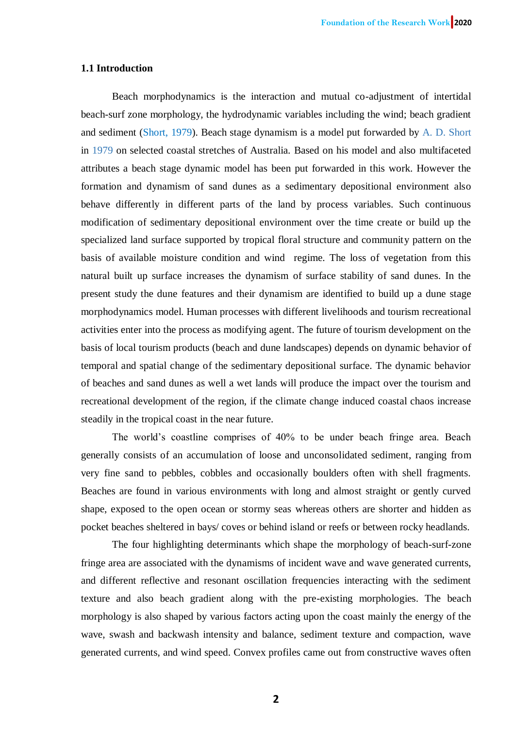### 1.1 Introduction

Beach morphodynamics is the interaction and mutual co-adjustment of intertidal beach-surf zone morphology, the hydrodynamic variables including the wind; beach gradient and sediment (Short, 1979). Beach stage dynamism is a model put forwarded by A. D. Short in 1979 on selected coastal stretches of Australia. Based on his model and also multifaceted attributes a beach stage dynamic model has been put forwarded in this work. However the formation and dynamism of sand dunes as a sedimentary depositional environment also behave differently in different parts of the land by process variables. Such continuous modification of sedimentary depositional environment over the time create or build up the specialized land surface supported by tropical floral structure and community pattern on the basis of available moisture condition and wind regime. The loss of vegetation from this natural built up surface increases the dynamism of surface stability of sand dunes. In the present study the dune features and their dynamism are identified to build up a dune stage morphodynamics model. Human processes with different livelihoods and tourism recreational activities enter into the process as modifying agent. The future of tourism development on the basis of local tourism products (beach and dune landscapes) depends on dynamic behavior of temporal and spatial change of the sedimentary depositional surface. The dynamic behavior of beaches and sand dunes as well a wet lands will produce the impact over the tourism and recreational development of the region, if the climate change induced coastal chaos increase steadily in the tropical coast in the near future.

The world's coastline comprises of 40% to be under beach fringe area. Beach generally consists of an accumulation of loose and unconsolidated sediment, ranging from very fine sand to pebbles, cobbles and occasionally boulders often with shell fragments. Beaches are found in various environments with long and almost straight or gently curved shape, exposed to the open ocean or stormy seas whereas others are shorter and hidden as pocket beaches sheltered in bays/ coves or behind island or reefs or between rocky headlands.

The four highlighting determinants which shape the morphology of beach-surf-zone fringe area are associated with the dynamisms of incident wave and wave generated currents, and different reflective and resonant oscillation frequencies interacting with the sediment texture and also beach gradient along with the pre-existing morphologies. The beach morphology is also shaped by various factors acting upon the coast mainly the energy of the wave, swash and backwash intensity and balance, sediment texture and compaction, wave generated currents, and wind speed. Convex profiles came out from constructive waves often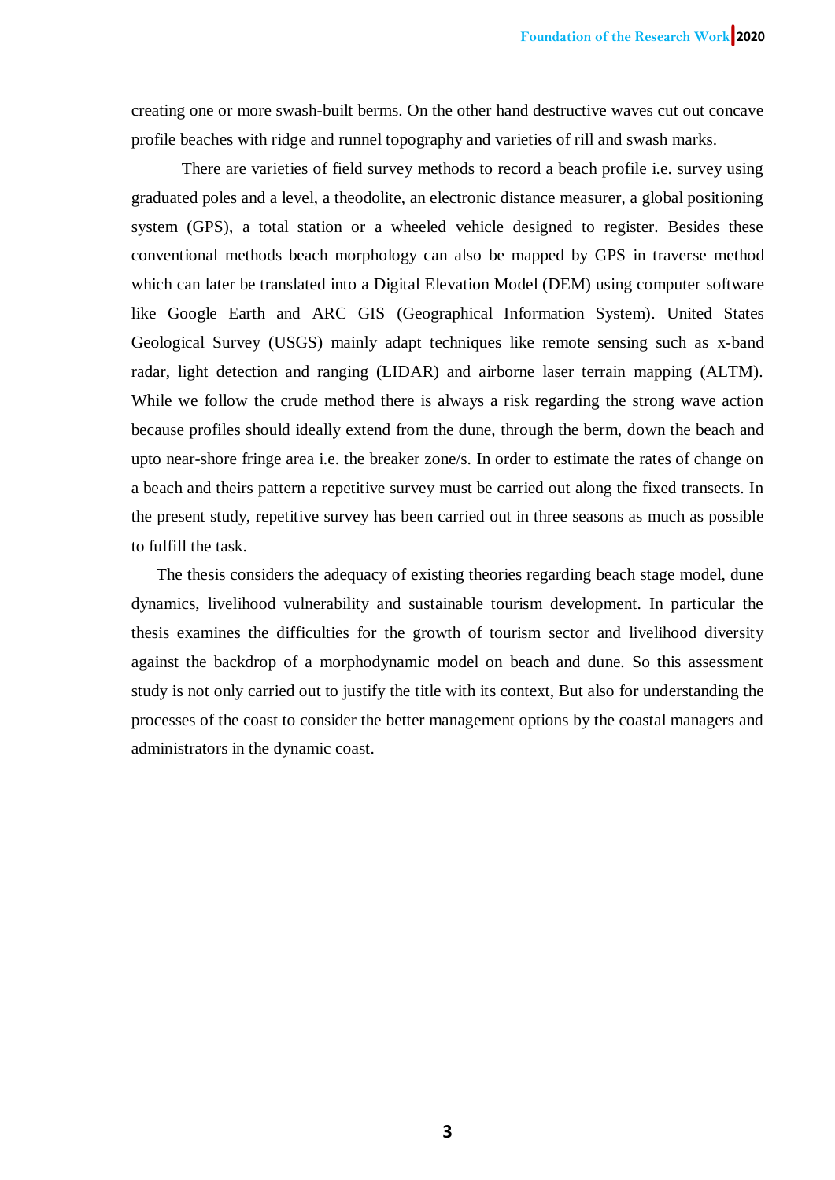creating one or more swash-built berms. On the other hand destructive waves cut out concave profile beaches with ridge and runnel topography and varieties of rill and swash marks.

There are varieties of field survey methods to record a beach profile i.e. survey using graduated poles and a level, a theodolite, an electronic distance measurer, a global positioning system (GPS), a total station or a wheeled vehicle designed to register. Besides these conventional methods beach morphology can also be mapped by GPS in traverse method which can later be translated into a Digital Elevation Model (DEM) using computer software like Google Earth and ARC GIS (Geographical Information System). United States Geological Survey (USGS) mainly adapt techniques like remote sensing such as x-band radar, light detection and ranging (LIDAR) and airborne laser terrain mapping (ALTM). While we follow the crude method there is always a risk regarding the strong wave action because profiles should ideally extend from the dune, through the berm, down the beach and upto near-shore fringe area i.e. the breaker zone/s. In order to estimate the rates of change on a beach and theirs pattern a repetitive survey must be carried out along the fixed transects. In the present study, repetitive survey has been carried out in three seasons as much as possible to fulfill the task.

The thesis considers the adequacy of existing theories regarding beach stage model, dune dynamics, livelihood vulnerability and sustainable tourism development. In particular the thesis examines the difficulties for the growth of tourism sector and livelihood diversity against the backdrop of a morphodynamic model on beach and dune. So this assessment study is not only carried out to justify the title with its context, But also for understanding the processes of the coast to consider the better management options by the coastal managers and administrators in the dynamic coast.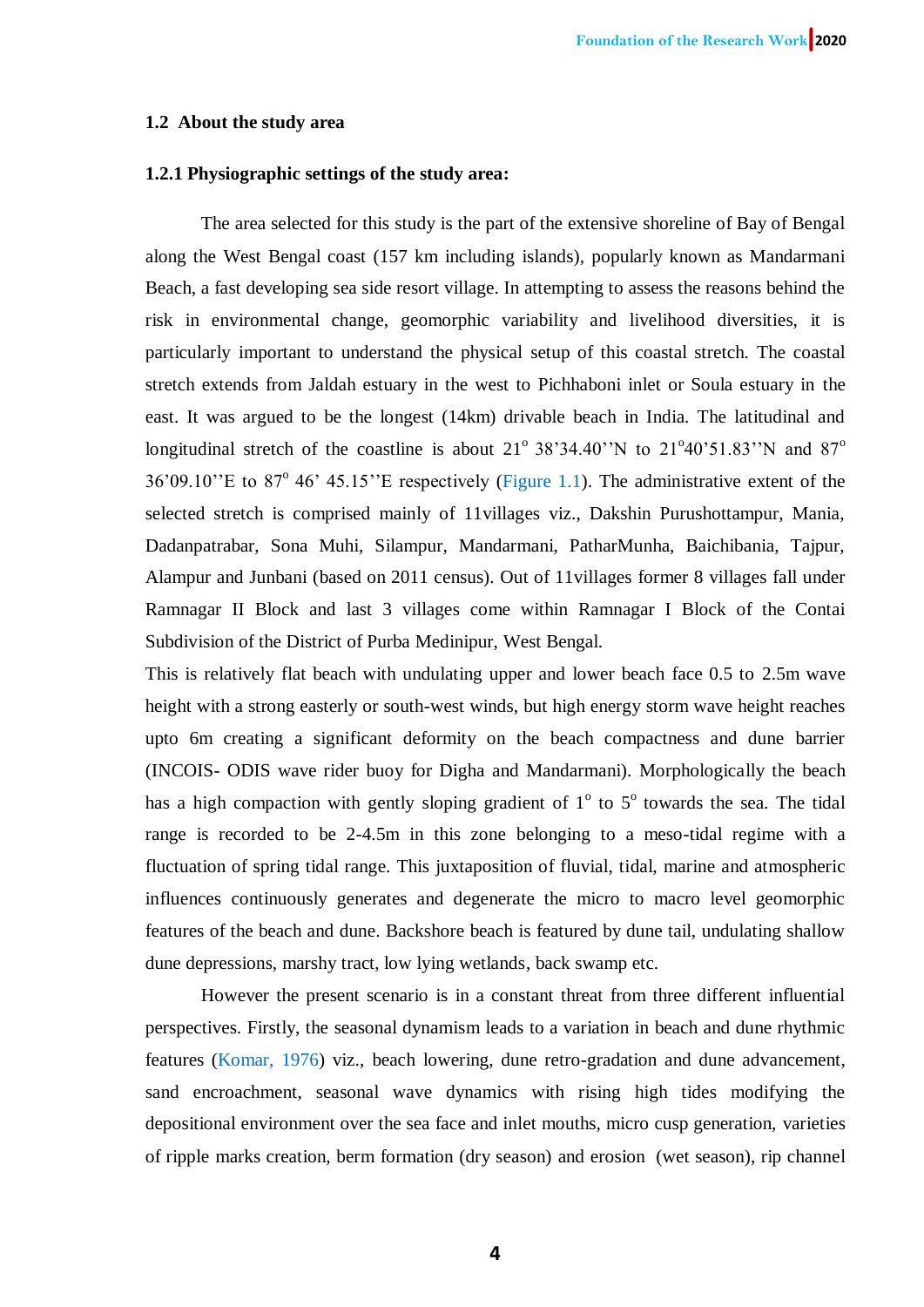## 1.2 About the study area

### 1.2.1 Physiographic settings of the study area:

The area selected for this study is the part of the extensive shoreline of Bay of Bengal along the West Bengal coast (157 km including islands), popularly known as Mandarmani Beach, a fast developing sea side resort village. In attempting to assess the reasons behind the risk in environmental change, geomorphic variability and livelihood diversities, it is particularly important to understand the physical setup of this coastal stretch. The coastal stretch extends from Jaldah estuary in the west to Pichhaboni inlet or Soula estuary in the east. It was argued to be the longest (14km) drivable beach in India. The latitudinal and longitudinal stretch of the coastline is about 21$^{o}$ 38'34.40''N to 21$^{o}$40'51.83''N and 87$^{o}$ 36'09.10''E to 87$^{o}$ 46' 45.15''E respectively (Figure 1.1). The administrative extent of the selected stretch is comprised mainly of 11villages viz., Dakshin Purushottampur, Mania, Dadanpatrabar, Sona Muhi, Silampur, Mandarmani, PatharMunha, Baichibania, Tajpur, Alampur and Junbani (based on 2011 census). Out of 11villages former 8 villages fall under Ramnagar II Block and last 3 villages come within Ramnagar I Block of the Contai Subdivision of the District of Purba Medinipur, West Bengal.

This is relatively flat beach with undulating upper and lower beach face 0.5 to 2.5m wave height with a strong easterly or south-west winds, but high energy storm wave height reaches upto 6m creating a significant deformity on the beach compactness and dune barrier (INCOIS- ODIS wave rider buoy for Digha and Mandarmani). Morphologically the beach has a high compaction with gently sloping gradient of 1$^{o}$ to 5$^{o}$ towards the sea. The tidal range is recorded to be 2-4.5m in this zone belonging to a meso-tidal regime with a fluctuation of spring tidal range. This juxtaposition of fluvial, tidal, marine and atmospheric influences continuously generates and degenerate the micro to macro level geomorphic features of the beach and dune. Backshore beach is featured by dune tail, undulating shallow dune depressions, marshy tract, low lying wetlands, back swamp etc.

However the present scenario is in a constant threat from three different influential perspectives. Firstly, the seasonal dynamism leads to a variation in beach and dune rhythmic features (Komar, 1976) viz., beach lowering, dune retro-gradation and dune advancement, sand encroachment, seasonal wave dynamics with rising high tides modifying the depositional environment over the sea face and inlet mouths, micro cusp generation, varieties of ripple marks creation, berm formation (dry season) and erosion (wet season), rip channel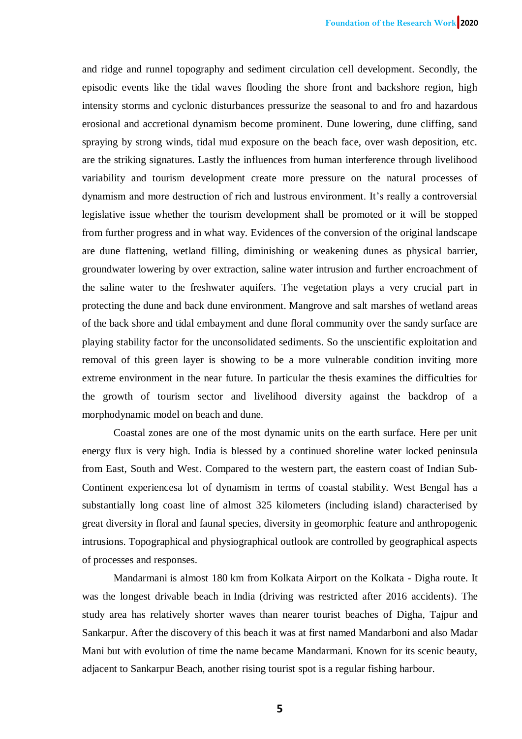and ridge and runnel topography and sediment circulation cell development. Secondly, the episodic events like the tidal waves flooding the shore front and backshore region, high intensity storms and cyclonic disturbances pressurize the seasonal to and fro and hazardous erosional and accretional dynamism become prominent. Dune lowering, dune cliffing, sand spraying by strong winds, tidal mud exposure on the beach face, over wash deposition, etc. are the striking signatures. Lastly the influences from human interference through livelihood variability and tourism development create more pressure on the natural processes of dynamism and more destruction of rich and lustrous environment. It's really a controversial legislative issue whether the tourism development shall be promoted or it will be stopped from further progress and in what way. Evidences of the conversion of the original landscape are dune flattening, wetland filling, diminishing or weakening dunes as physical barrier, groundwater lowering by over extraction, saline water intrusion and further encroachment of the saline water to the freshwater aquifers. The vegetation plays a very crucial part in protecting the dune and back dune environment. Mangrove and salt marshes of wetland areas of the back shore and tidal embayment and dune floral community over the sandy surface are playing stability factor for the unconsolidated sediments. So the unscientific exploitation and removal of this green layer is showing to be a more vulnerable condition inviting more extreme environment in the near future. In particular the thesis examines the difficulties for the growth of tourism sector and livelihood diversity against the backdrop of a morphodynamic model on beach and dune.

Coastal zones are one of the most dynamic units on the earth surface. Here per unit energy flux is very high. India is blessed by a continued shoreline water locked peninsula from East, South and West. Compared to the western part, the eastern coast of Indian Sub-Continent experiencesa lot of dynamism in terms of coastal stability. West Bengal has a substantially long coast line of almost 325 kilometers (including island) characterised by great diversity in floral and faunal species, diversity in geomorphic feature and anthropogenic intrusions. Topographical and physiographical outlook are controlled by geographical aspects of processes and responses.

Mandarmani is almost 180 km from Kolkata Airport on the Kolkata - Digha route. It was the longest drivable beach in India (driving was restricted after 2016 accidents). The study area has relatively shorter waves than nearer tourist beaches of Digha, Tajpur and Sankarpur. After the discovery of this beach it was at first named Mandarboni and also Madar Mani but with evolution of time the name became Mandarmani. Known for its scenic beauty, adjacent to Sankarpur Beach, another rising tourist spot is a regular fishing harbour.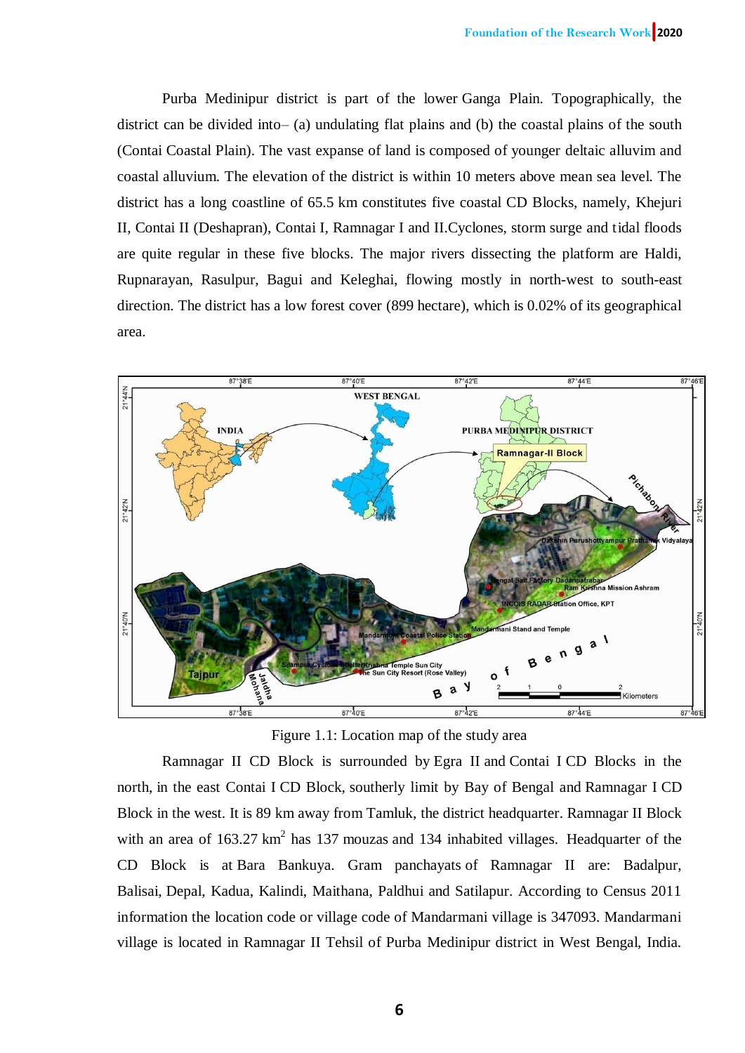Purba Medinipur district is part of the lower Ganga Plain. Topographically, the district can be divided into– (a) undulating flat plains and (b) the coastal plains of the south (Contai Coastal Plain). The vast expanse of land is composed of younger deltaic alluvim and coastal alluvium. The elevation of the district is within 10 meters above mean sea level. The district has a long coastline of 65.5 km constitutes five coastal CD Blocks, namely, Khejuri II, Contai II (Deshapran), Contai I, Ramnagar I and II.Cyclones, storm surge and tidal floods are quite regular in these five blocks. The major rivers dissecting the platform are Haldi, Rupnarayan, Rasulpur, Bagui and Keleghai, flowing mostly in north-west to south-east direction. The district has a low forest cover (899 hectare), which is 0.02% of its geographical area.

Figure 1.1: Location map of the study area

Ramnagar II CD Block is surrounded by Egra II and Contai I CD Blocks in the north, in the east Contai I CD Block, southerly limit by Bay of Bengal and Ramnagar I CD Block in the west. It is 89 km away from Tamluk, the district headquarter. Ramnagar II Block with an area of 163.27 km$^2$ has 137 mouzas and 134 inhabited villages. Headquarter of the CD Block is at Bara Bankuya. Gram panchayats of Ramnagar II are: Badalpur, Balisai, Depal, Kadua, Kalindi, Maithana, Paldhui and Satilapur. According to Census 2011 information the location code or village code of Mandarmani village is 347093. Mandarmani village is located in Ramnagar II Tehsil of Purba Medinipur district in West Bengal, India.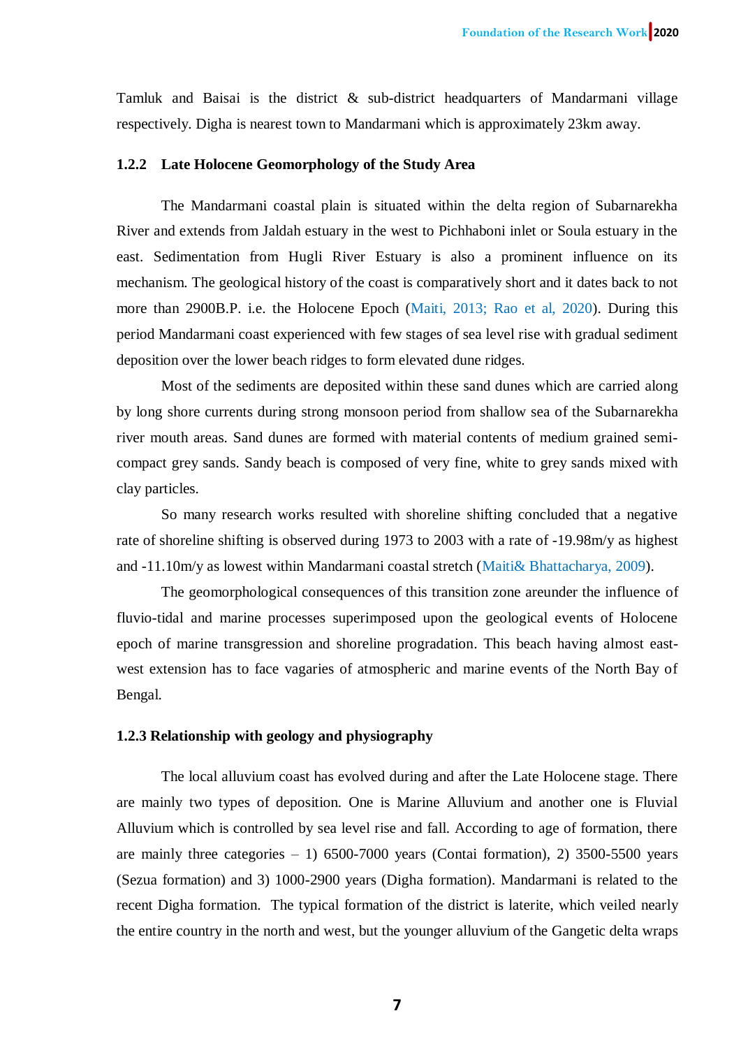Tamluk and Baisai is the district & sub-district headquarters of Mandarmani village respectively. Digha is nearest town to Mandarmani which is approximately 23km away.

### 1.2.2 Late Holocene Geomorphology of the Study Area

The Mandarmani coastal plain is situated within the delta region of Subarnarekha River and extends from Jaldah estuary in the west to Pichhaboni inlet or Soula estuary in the east. Sedimentation from Hugli River Estuary is also a prominent influence on its mechanism. The geological history of the coast is comparatively short and it dates back to not more than 2900B.P. i.e. the Holocene Epoch (Maiti, 2013; Rao et al, 2020). During this period Mandarmani coast experienced with few stages of sea level rise with gradual sediment deposition over the lower beach ridges to form elevated dune ridges.

Most of the sediments are deposited within these sand dunes which are carried along by long shore currents during strong monsoon period from shallow sea of the Subarnarekha river mouth areas. Sand dunes are formed with material contents of medium grained semi-compact grey sands. Sandy beach is composed of very fine, white to grey sands mixed with clay particles.

So many research works resulted with shoreline shifting concluded that a negative rate of shoreline shifting is observed during 1973 to 2003 with a rate of -19.98m/y as highest and -11.10m/y as lowest within Mandarmani coastal stretch (Maiti& Bhattacharya, 2009).

The geomorphological consequences of this transition zone areunder the influence of fluvio-tidal and marine processes superimposed upon the geological events of Holocene epoch of marine transgression and shoreline progradation. This beach having almost east-west extension has to face vagaries of atmospheric and marine events of the North Bay of Bengal.

### 1.2.3 Relationship with geology and physiography

The local alluvium coast has evolved during and after the Late Holocene stage. There are mainly two types of deposition. One is Marine Alluvium and another one is Fluvial Alluvium which is controlled by sea level rise and fall. According to age of formation, there are mainly three categories – 1) 6500-7000 years (Contai formation), 2) 3500-5500 years (Sezua formation) and 3) 1000-2900 years (Digha formation). Mandarmani is related to the recent Digha formation. The typical formation of the district is laterite, which veiled nearly the entire country in the north and west, but the younger alluvium of the Gangetic delta wraps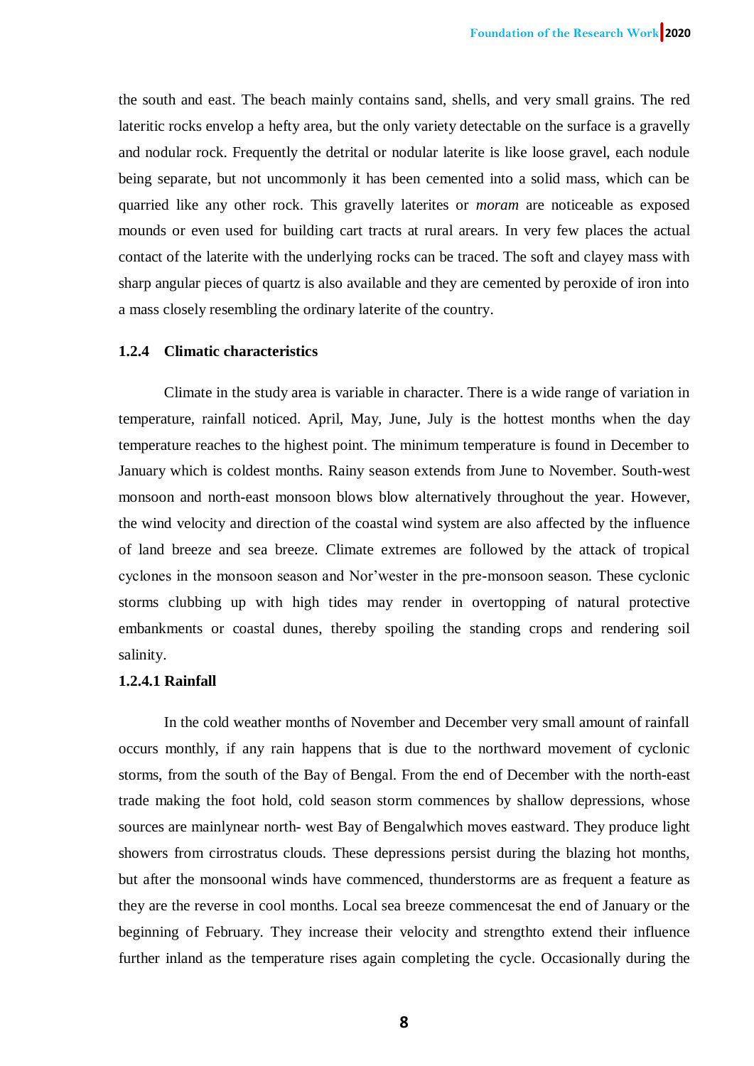the south and east. The beach mainly contains sand, shells, and very small grains. The red lateritic rocks envelop a hefty area, but the only variety detectable on the surface is a gravelly and nodular rock. Frequently the detrital or nodular laterite is like loose gravel, each nodule being separate, but not uncommonly it has been cemented into a solid mass, which can be quarried like any other rock. This gravelly laterites or *moram* are noticeable as exposed mounds or even used for building cart tracts at rural arears. In very few places the actual contact of the laterite with the underlying rocks can be traced. The soft and clayey mass with sharp angular pieces of quartz is also available and they are cemented by peroxide of iron into a mass closely resembling the ordinary laterite of the country.

### 1.2.4 Climatic characteristics

Climate in the study area is variable in character. There is a wide range of variation in temperature, rainfall noticed. April, May, June, July is the hottest months when the day temperature reaches to the highest point. The minimum temperature is found in December to January which is coldest months. Rainy season extends from June to November. South-west monsoon and north-east monsoon blows blow alternatively throughout the year. However, the wind velocity and direction of the coastal wind system are also affected by the influence of land breeze and sea breeze. Climate extremes are followed by the attack of tropical cyclones in the monsoon season and Nor'wester in the pre-monsoon season. These cyclonic storms clubbing up with high tides may render in overtopping of natural protective embankments or coastal dunes, thereby spoiling the standing crops and rendering soil salinity.

#### 1.2.4.1 Rainfall

In the cold weather months of November and December very small amount of rainfall occurs monthly, if any rain happens that is due to the northward movement of cyclonic storms, from the south of the Bay of Bengal. From the end of December with the north-east trade making the foot hold, cold season storm commences by shallow depressions, whose sources are mainlynear north- west Bay of Bengalwhich moves eastward. They produce light showers from cirrostratus clouds. These depressions persist during the blazing hot months, but after the monsoonal winds have commenced, thunderstorms are as frequent a feature as they are the reverse in cool months. Local sea breeze commencesat the end of January or the beginning of February. They increase their velocity and strengthto extend their influence further inland as the temperature rises again completing the cycle. Occasionally during the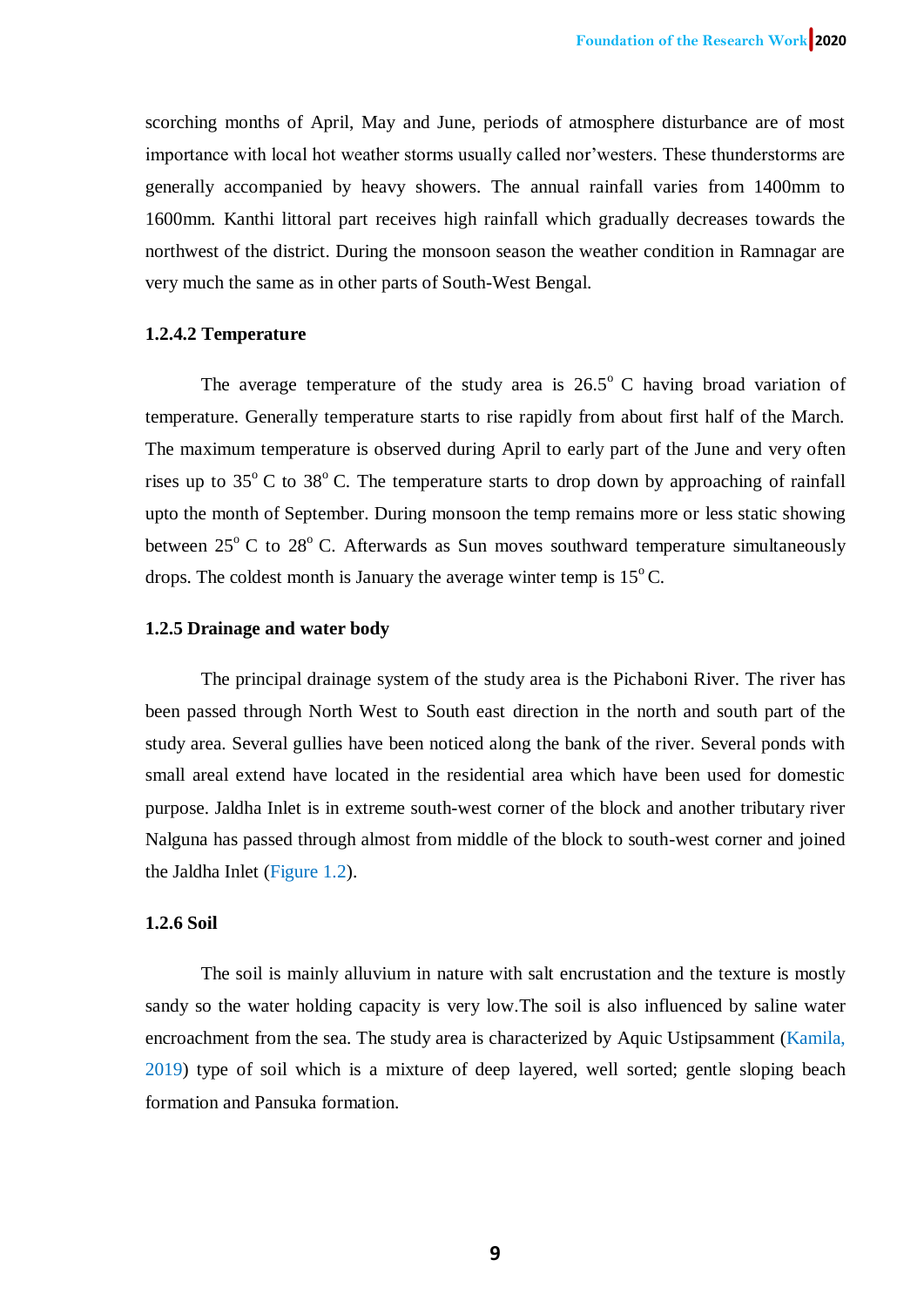scorching months of April, May and June, periods of atmosphere disturbance are of most importance with local hot weather storms usually called nor'westers. These thunderstorms are generally accompanied by heavy showers. The annual rainfall varies from 1400mm to 1600mm. Kanthi littoral part receives high rainfall which gradually decreases towards the northwest of the district. During the monsoon season the weather condition in Ramnagar are very much the same as in other parts of South-West Bengal.

#### 1.2.4.2 Temperature

The average temperature of the study area is $26.5^{o}$ C having broad variation of temperature. Generally temperature starts to rise rapidly from about first half of the March. The maximum temperature is observed during April to early part of the June and very often rises up to $35^{o}$ C to $38^{o}$ C. The temperature starts to drop down by approaching of rainfall upto the month of September. During monsoon the temp remains more or less static showing between $25^{o}$ C to $28^{o}$ C. Afterwards as Sun moves southward temperature simultaneously drops. The coldest month is January the average winter temp is $15^{o}$ C.

### 1.2.5 Drainage and water body

The principal drainage system of the study area is the Pichaboni River. The river has been passed through North West to South east direction in the north and south part of the study area. Several gullies have been noticed along the bank of the river. Several ponds with small areal extend have located in the residential area which have been used for domestic purpose. Jaldha Inlet is in extreme south-west corner of the block and another tributary river Nalguna has passed through almost from middle of the block to south-west corner and joined the Jaldha Inlet (Figure 1.2).

### 1.2.6 Soil

The soil is mainly alluvium in nature with salt encrustation and the texture is mostly sandy so the water holding capacity is very low.The soil is also influenced by saline water encroachment from the sea. The study area is characterized by Aquic Ustipsamment (Kamila, 2019) type of soil which is a mixture of deep layered, well sorted; gentle sloping beach formation and Pansuka formation.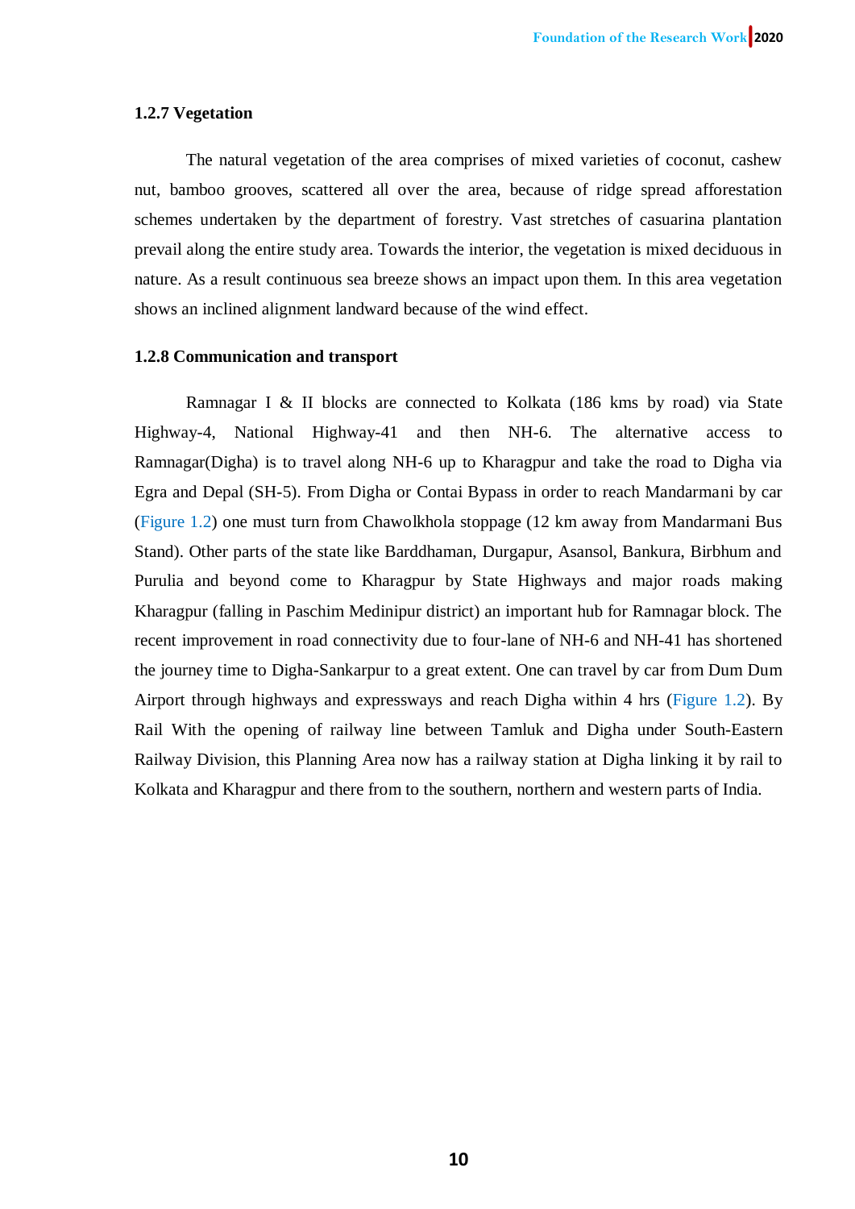### 1.2.7 Vegetation

The natural vegetation of the area comprises of mixed varieties of coconut, cashew nut, bamboo grooves, scattered all over the area, because of ridge spread afforestation schemes undertaken by the department of forestry. Vast stretches of casuarina plantation prevail along the entire study area. Towards the interior, the vegetation is mixed deciduous in nature. As a result continuous sea breeze shows an impact upon them. In this area vegetation shows an inclined alignment landward because of the wind effect.

### 1.2.8 Communication and transport

Ramnagar I & II blocks are connected to Kolkata (186 kms by road) via State Highway-4, National Highway-41 and then NH-6. The alternative access to Ramnagar(Digha) is to travel along NH-6 up to Kharagpur and take the road to Digha via Egra and Depal (SH-5). From Digha or Contai Bypass in order to reach Mandarmani by car (Figure 1.2) one must turn from Chawolkhola stoppage (12 km away from Mandarmani Bus Stand). Other parts of the state like Barddhaman, Durgapur, Asansol, Bankura, Birbhum and Purulia and beyond come to Kharagpur by State Highways and major roads making Kharagpur (falling in Paschim Medinipur district) an important hub for Ramnagar block. The recent improvement in road connectivity due to four-lane of NH-6 and NH-41 has shortened the journey time to Digha-Sankarpur to a great extent. One can travel by car from Dum Dum Airport through highways and expressways and reach Digha within 4 hrs (Figure 1.2). By Rail With the opening of railway line between Tamluk and Digha under South-Eastern Railway Division, this Planning Area now has a railway station at Digha linking it by rail to Kolkata and Kharagpur and there from to the southern, northern and western parts of India.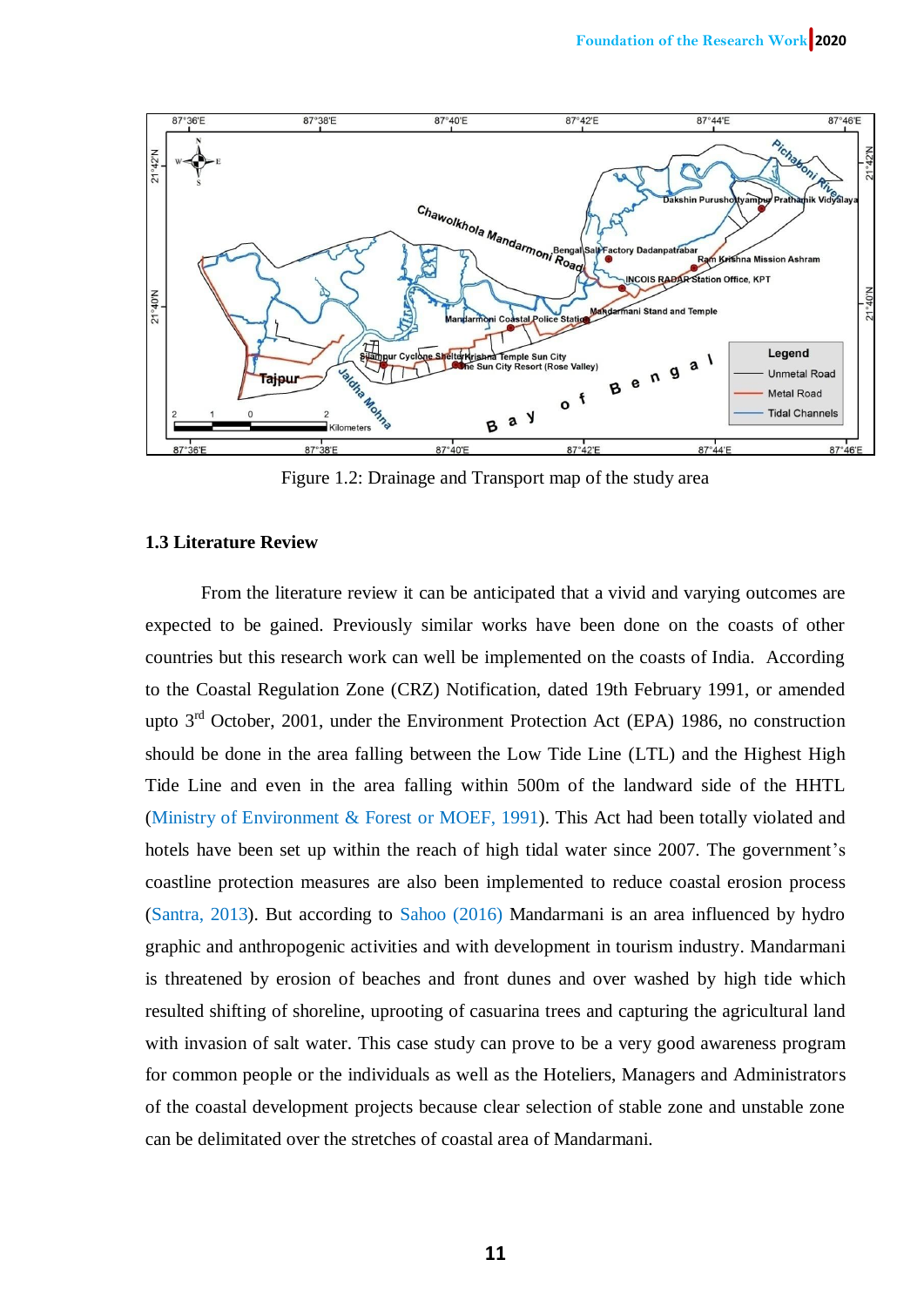Figure 1.2: Drainage and Transport map of the study area

### 1.3 Literature Review

From the literature review it can be anticipated that a vivid and varying outcomes are expected to be gained. Previously similar works have been done on the coasts of other countries but this research work can well be implemented on the coasts of India. According to the Coastal Regulation Zone (CRZ) Notification, dated 19th February 1991, or amended upto 3rd October, 2001, under the Environment Protection Act (EPA) 1986, no construction should be done in the area falling between the Low Tide Line (LTL) and the Highest High Tide Line and even in the area falling within 500m of the landward side of the HHTL (Ministry of Environment & Forest or MOEF, 1991). This Act had been totally violated and hotels have been set up within the reach of high tidal water since 2007. The government's coastline protection measures are also been implemented to reduce coastal erosion process (Santra, 2013). But according to Sahoo (2016) Mandarmani is an area influenced by hydro graphic and anthropogenic activities and with development in tourism industry. Mandarmani is threatened by erosion of beaches and front dunes and over washed by high tide which resulted shifting of shoreline, uprooting of casuarina trees and capturing the agricultural land with invasion of salt water. This case study can prove to be a very good awareness program for common people or the individuals as well as the Hoteliers, Managers and Administrators of the coastal development projects because clear selection of stable zone and unstable zone can be delimitated over the stretches of coastal area of Mandarmani.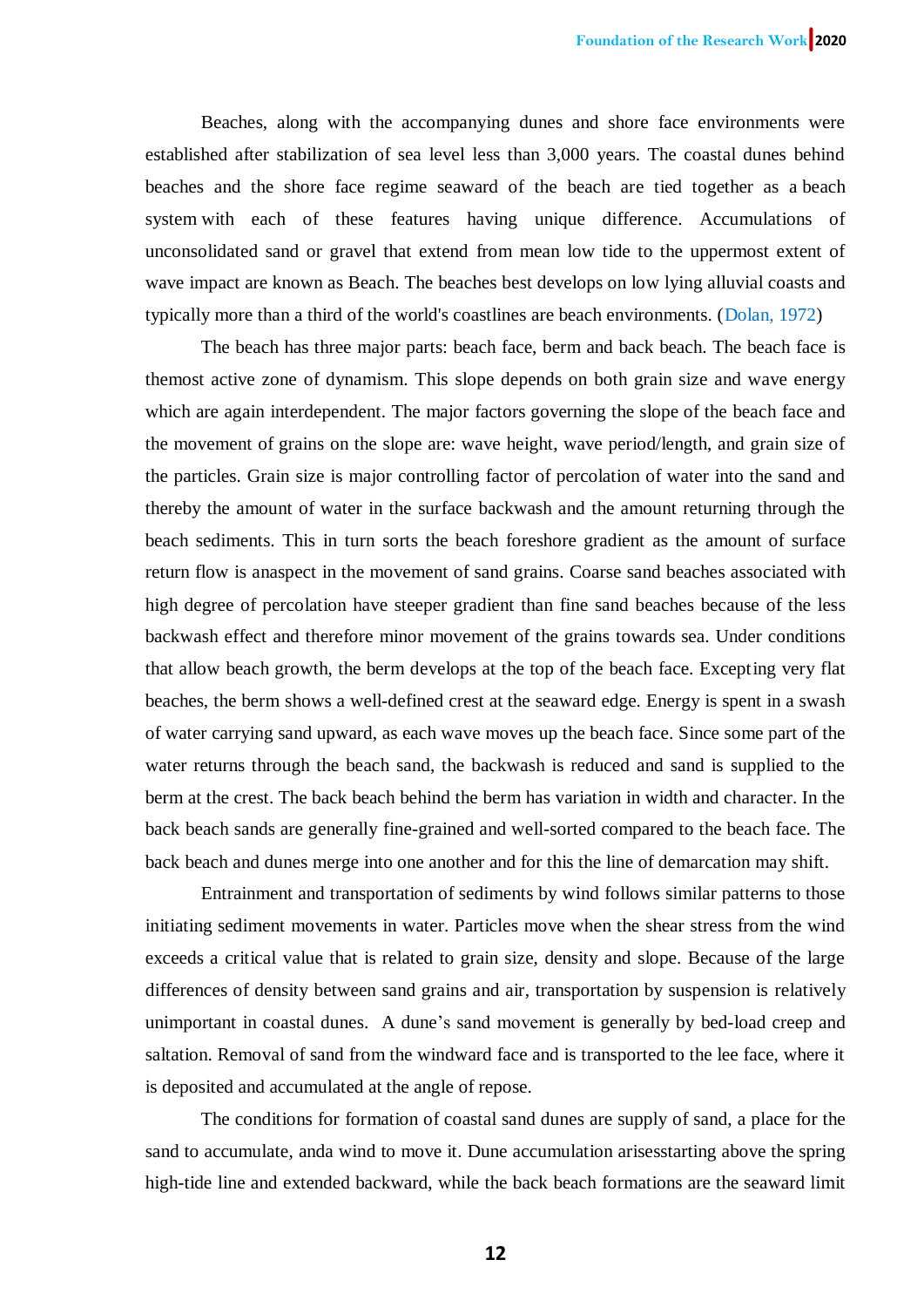Beaches, along with the accompanying dunes and shore face environments were established after stabilization of sea level less than 3,000 years. The coastal dunes behind beaches and the shore face regime seaward of the beach are tied together as a beach system with each of these features having unique difference. Accumulations of unconsolidated sand or gravel that extend from mean low tide to the uppermost extent of wave impact are known as Beach. The beaches best develops on low lying alluvial coasts and typically more than a third of the world's coastlines are beach environments. (Dolan, 1972)

The beach has three major parts: beach face, berm and back beach. The beach face is themost active zone of dynamism. This slope depends on both grain size and wave energy which are again interdependent. The major factors governing the slope of the beach face and the movement of grains on the slope are: wave height, wave period/length, and grain size of the particles. Grain size is major controlling factor of percolation of water into the sand and thereby the amount of water in the surface backwash and the amount returning through the beach sediments. This in turn sorts the beach foreshore gradient as the amount of surface return flow is anaspect in the movement of sand grains. Coarse sand beaches associated with high degree of percolation have steeper gradient than fine sand beaches because of the less backwash effect and therefore minor movement of the grains towards sea. Under conditions that allow beach growth, the berm develops at the top of the beach face. Excepting very flat beaches, the berm shows a well-defined crest at the seaward edge. Energy is spent in a swash of water carrying sand upward, as each wave moves up the beach face. Since some part of the water returns through the beach sand, the backwash is reduced and sand is supplied to the berm at the crest. The back beach behind the berm has variation in width and character. In the back beach sands are generally fine-grained and well-sorted compared to the beach face. The back beach and dunes merge into one another and for this the line of demarcation may shift.

Entrainment and transportation of sediments by wind follows similar patterns to those initiating sediment movements in water. Particles move when the shear stress from the wind exceeds a critical value that is related to grain size, density and slope. Because of the large differences of density between sand grains and air, transportation by suspension is relatively unimportant in coastal dunes. A dune's sand movement is generally by bed-load creep and saltation. Removal of sand from the windward face and is transported to the lee face, where it is deposited and accumulated at the angle of repose.

The conditions for formation of coastal sand dunes are supply of sand, a place for the sand to accumulate, anda wind to move it. Dune accumulation arisesstarting above the spring high-tide line and extended backward, while the back beach formations are the seaward limit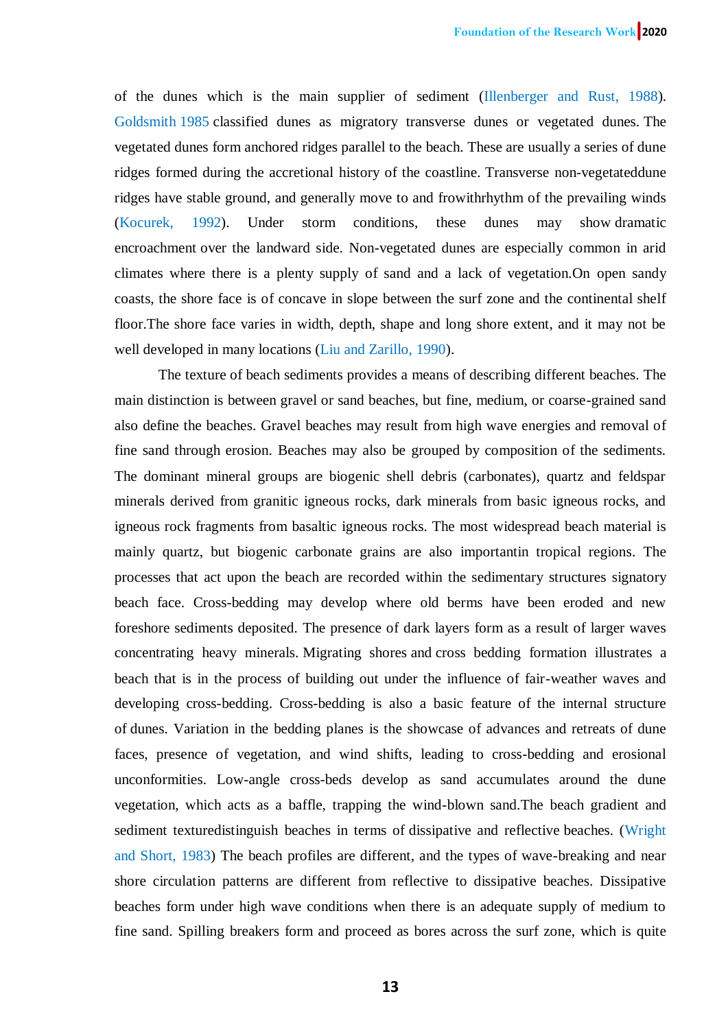of the dunes which is the main supplier of sediment (Illenberger and Rust, 1988). Goldsmith 1985 classified dunes as migratory transverse dunes or vegetated dunes. The vegetated dunes form anchored ridges parallel to the beach. These are usually a series of dune ridges formed during the accretional history of the coastline. Transverse non-vegetateddune ridges have stable ground, and generally move to and frowithrhythm of the prevailing winds (Kocurek, 1992). Under storm conditions, these dunes may show dramatic encroachment over the landward side. Non-vegetated dunes are especially common in arid climates where there is a plenty supply of sand and a lack of vegetation.On open sandy coasts, the shore face is of concave in slope between the surf zone and the continental shelf floor.The shore face varies in width, depth, shape and long shore extent, and it may not be well developed in many locations (Liu and Zarillo, 1990).

The texture of beach sediments provides a means of describing different beaches. The main distinction is between gravel or sand beaches, but fine, medium, or coarse-grained sand also define the beaches. Gravel beaches may result from high wave energies and removal of fine sand through erosion. Beaches may also be grouped by composition of the sediments. The dominant mineral groups are biogenic shell debris (carbonates), quartz and feldspar minerals derived from granitic igneous rocks, dark minerals from basic igneous rocks, and igneous rock fragments from basaltic igneous rocks. The most widespread beach material is mainly quartz, but biogenic carbonate grains are also importantin tropical regions. The processes that act upon the beach are recorded within the sedimentary structures signatory beach face. Cross-bedding may develop where old berms have been eroded and new foreshore sediments deposited. The presence of dark layers form as a result of larger waves concentrating heavy minerals. Migrating shores and cross bedding formation illustrates a beach that is in the process of building out under the influence of fair-weather waves and developing cross-bedding. Cross-bedding is also a basic feature of the internal structure of dunes. Variation in the bedding planes is the showcase of advances and retreats of dune faces, presence of vegetation, and wind shifts, leading to cross-bedding and erosional unconformities. Low-angle cross-beds develop as sand accumulates around the dune vegetation, which acts as a baffle, trapping the wind-blown sand.The beach gradient and sediment texturedistinguish beaches in terms of dissipative and reflective beaches. (Wright and Short, 1983) The beach profiles are different, and the types of wave-breaking and near shore circulation patterns are different from reflective to dissipative beaches. Dissipative beaches form under high wave conditions when there is an adequate supply of medium to fine sand. Spilling breakers form and proceed as bores across the surf zone, which is quite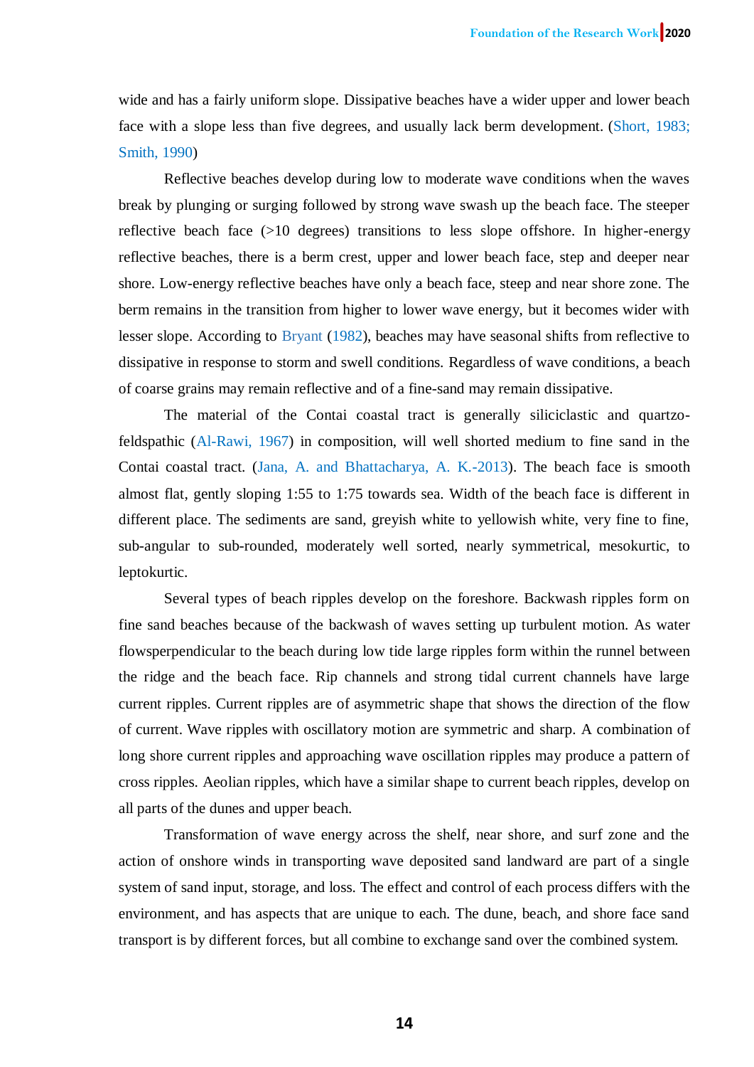wide and has a fairly uniform slope. Dissipative beaches have a wider upper and lower beach face with a slope less than five degrees, and usually lack berm development. (Short, 1983; Smith, 1990)

Reflective beaches develop during low to moderate wave conditions when the waves break by plunging or surging followed by strong wave swash up the beach face. The steeper reflective beach face (>10 degrees) transitions to less slope offshore. In higher-energy reflective beaches, there is a berm crest, upper and lower beach face, step and deeper near shore. Low-energy reflective beaches have only a beach face, steep and near shore zone. The berm remains in the transition from higher to lower wave energy, but it becomes wider with lesser slope. According to Bryant (1982), beaches may have seasonal shifts from reflective to dissipative in response to storm and swell conditions. Regardless of wave conditions, a beach of coarse grains may remain reflective and of a fine-sand may remain dissipative.

The material of the Contai coastal tract is generally siliciclastic and quartzo-feldspathic (Al-Rawi, 1967) in composition, will well shorted medium to fine sand in the Contai coastal tract. (Jana, A. and Bhattacharya, A. K.-2013). The beach face is smooth almost flat, gently sloping 1:55 to 1:75 towards sea. Width of the beach face is different in different place. The sediments are sand, greyish white to yellowish white, very fine to fine, sub-angular to sub-rounded, moderately well sorted, nearly symmetrical, mesokurtic, to leptokurtic.

Several types of beach ripples develop on the foreshore. Backwash ripples form on fine sand beaches because of the backwash of waves setting up turbulent motion. As water flowsperpendicular to the beach during low tide large ripples form within the runnel between the ridge and the beach face. Rip channels and strong tidal current channels have large current ripples. Current ripples are of asymmetric shape that shows the direction of the flow of current. Wave ripples with oscillatory motion are symmetric and sharp. A combination of long shore current ripples and approaching wave oscillation ripples may produce a pattern of cross ripples. Aeolian ripples, which have a similar shape to current beach ripples, develop on all parts of the dunes and upper beach.

Transformation of wave energy across the shelf, near shore, and surf zone and the action of onshore winds in transporting wave deposited sand landward are part of a single system of sand input, storage, and loss. The effect and control of each process differs with the environment, and has aspects that are unique to each. The dune, beach, and shore face sand transport is by different forces, but all combine to exchange sand over the combined system.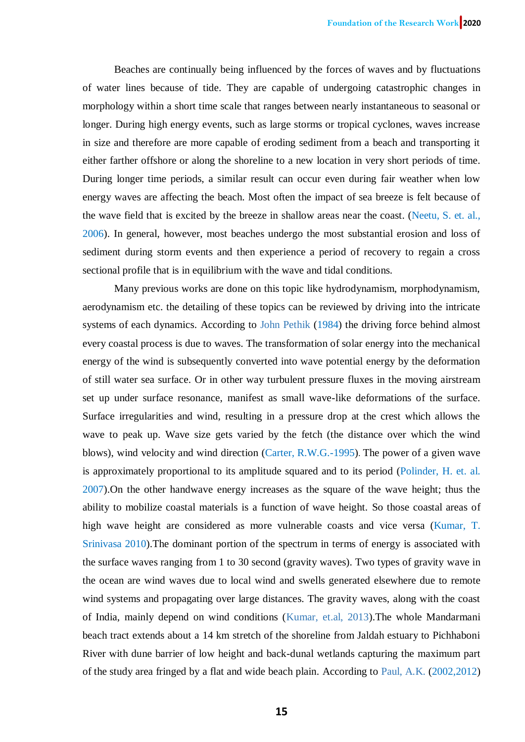Beaches are continually being influenced by the forces of waves and by fluctuations of water lines because of tide. They are capable of undergoing catastrophic changes in morphology within a short time scale that ranges between nearly instantaneous to seasonal or longer. During high energy events, such as large storms or tropical cyclones, waves increase in size and therefore are more capable of eroding sediment from a beach and transporting it either farther offshore or along the shoreline to a new location in very short periods of time. During longer time periods, a similar result can occur even during fair weather when low energy waves are affecting the beach. Most often the impact of sea breeze is felt because of the wave field that is excited by the breeze in shallow areas near the coast. (Neetu, S. et. al., 2006). In general, however, most beaches undergo the most substantial erosion and loss of sediment during storm events and then experience a period of recovery to regain a cross sectional profile that is in equilibrium with the wave and tidal conditions.

Many previous works are done on this topic like hydrodynamism, morphodynamism, aerodynamism etc. the detailing of these topics can be reviewed by driving into the intricate systems of each dynamics. According to John Pethik (1984) the driving force behind almost every coastal process is due to waves. The transformation of solar energy into the mechanical energy of the wind is subsequently converted into wave potential energy by the deformation of still water sea surface. Or in other way turbulent pressure fluxes in the moving airstream set up under surface resonance, manifest as small wave-like deformations of the surface. Surface irregularities and wind, resulting in a pressure drop at the crest which allows the wave to peak up. Wave size gets varied by the fetch (the distance over which the wind blows), wind velocity and wind direction (Carter, R.W.G.-1995). The power of a given wave is approximately proportional to its amplitude squared and to its period (Polinder, H. et. al. 2007).On the other handwave energy increases as the square of the wave height; thus the ability to mobilize coastal materials is a function of wave height. So those coastal areas of high wave height are considered as more vulnerable coasts and vice versa (Kumar, T. Srinivasa 2010).The dominant portion of the spectrum in terms of energy is associated with the surface waves ranging from 1 to 30 second (gravity waves). Two types of gravity wave in the ocean are wind waves due to local wind and swells generated elsewhere due to remote wind systems and propagating over large distances. The gravity waves, along with the coast of India, mainly depend on wind conditions (Kumar, et.al, 2013).The whole Mandarmani beach tract extends about a 14 km stretch of the shoreline from Jaldah estuary to Pichhaboni River with dune barrier of low height and back-dunal wetlands capturing the maximum part of the study area fringed by a flat and wide beach plain. According to Paul, A.K. (2002,2012)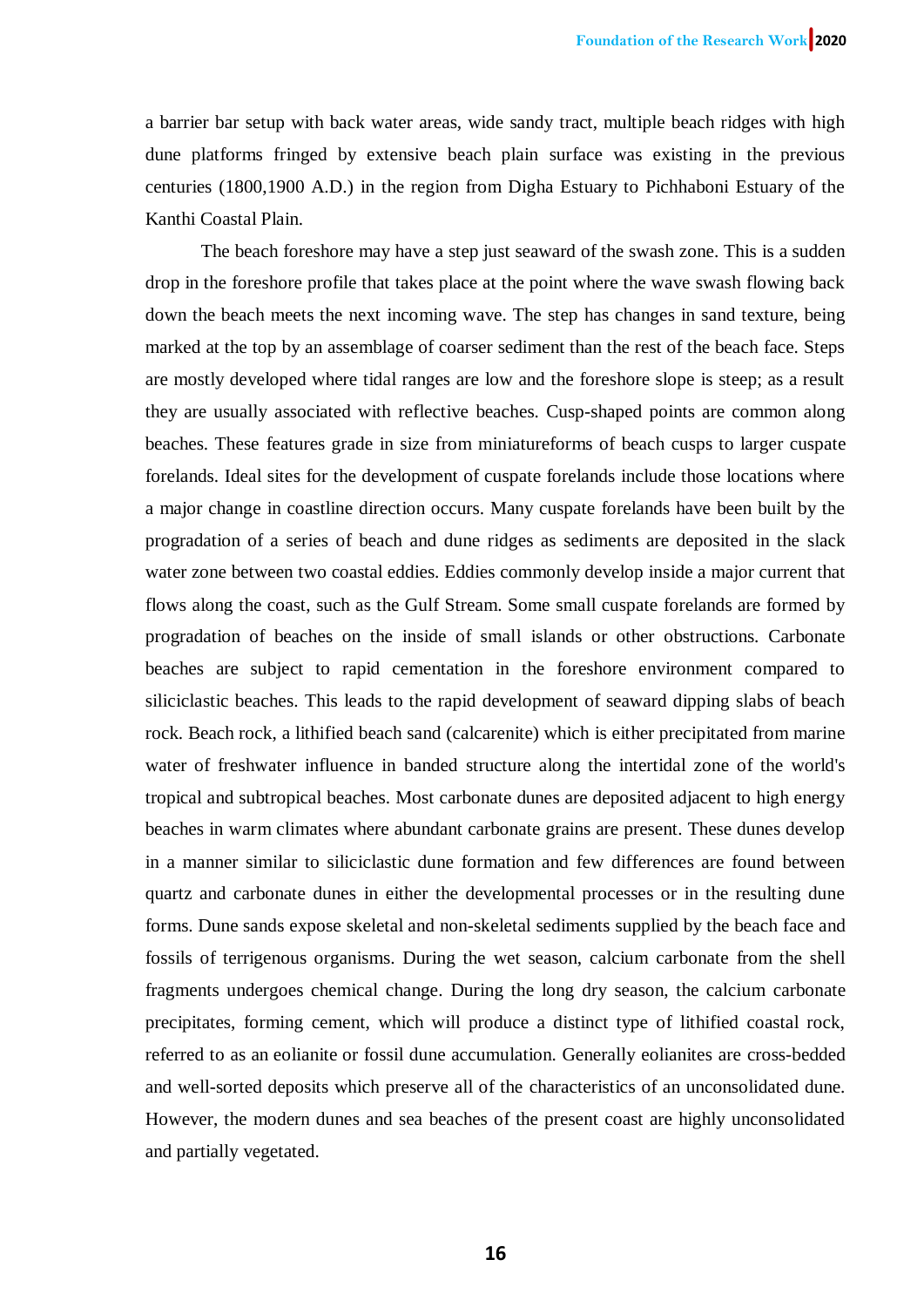a barrier bar setup with back water areas, wide sandy tract, multiple beach ridges with high dune platforms fringed by extensive beach plain surface was existing in the previous centuries (1800,1900 A.D.) in the region from Digha Estuary to Pichhaboni Estuary of the Kanthi Coastal Plain.

The beach foreshore may have a step just seaward of the swash zone. This is a sudden drop in the foreshore profile that takes place at the point where the wave swash flowing back down the beach meets the next incoming wave. The step has changes in sand texture, being marked at the top by an assemblage of coarser sediment than the rest of the beach face. Steps are mostly developed where tidal ranges are low and the foreshore slope is steep; as a result they are usually associated with reflective beaches. Cusp-shaped points are common along beaches. These features grade in size from miniatureforms of beach cusps to larger cuspate forelands. Ideal sites for the development of cuspate forelands include those locations where a major change in coastline direction occurs. Many cuspate forelands have been built by the progradation of a series of beach and dune ridges as sediments are deposited in the slack water zone between two coastal eddies. Eddies commonly develop inside a major current that flows along the coast, such as the Gulf Stream. Some small cuspate forelands are formed by progradation of beaches on the inside of small islands or other obstructions. Carbonate beaches are subject to rapid cementation in the foreshore environment compared to siliciclastic beaches. This leads to the rapid development of seaward dipping slabs of beach rock. Beach rock, a lithified beach sand (calcarenite) which is either precipitated from marine water of freshwater influence in banded structure along the intertidal zone of the world's tropical and subtropical beaches. Most carbonate dunes are deposited adjacent to high energy beaches in warm climates where abundant carbonate grains are present. These dunes develop in a manner similar to siliciclastic dune formation and few differences are found between quartz and carbonate dunes in either the developmental processes or in the resulting dune forms. Dune sands expose skeletal and non-skeletal sediments supplied by the beach face and fossils of terrigenous organisms. During the wet season, calcium carbonate from the shell fragments undergoes chemical change. During the long dry season, the calcium carbonate precipitates, forming cement, which will produce a distinct type of lithified coastal rock, referred to as an eolianite or fossil dune accumulation. Generally eolianites are cross-bedded and well-sorted deposits which preserve all of the characteristics of an unconsolidated dune. However, the modern dunes and sea beaches of the present coast are highly unconsolidated and partially vegetated.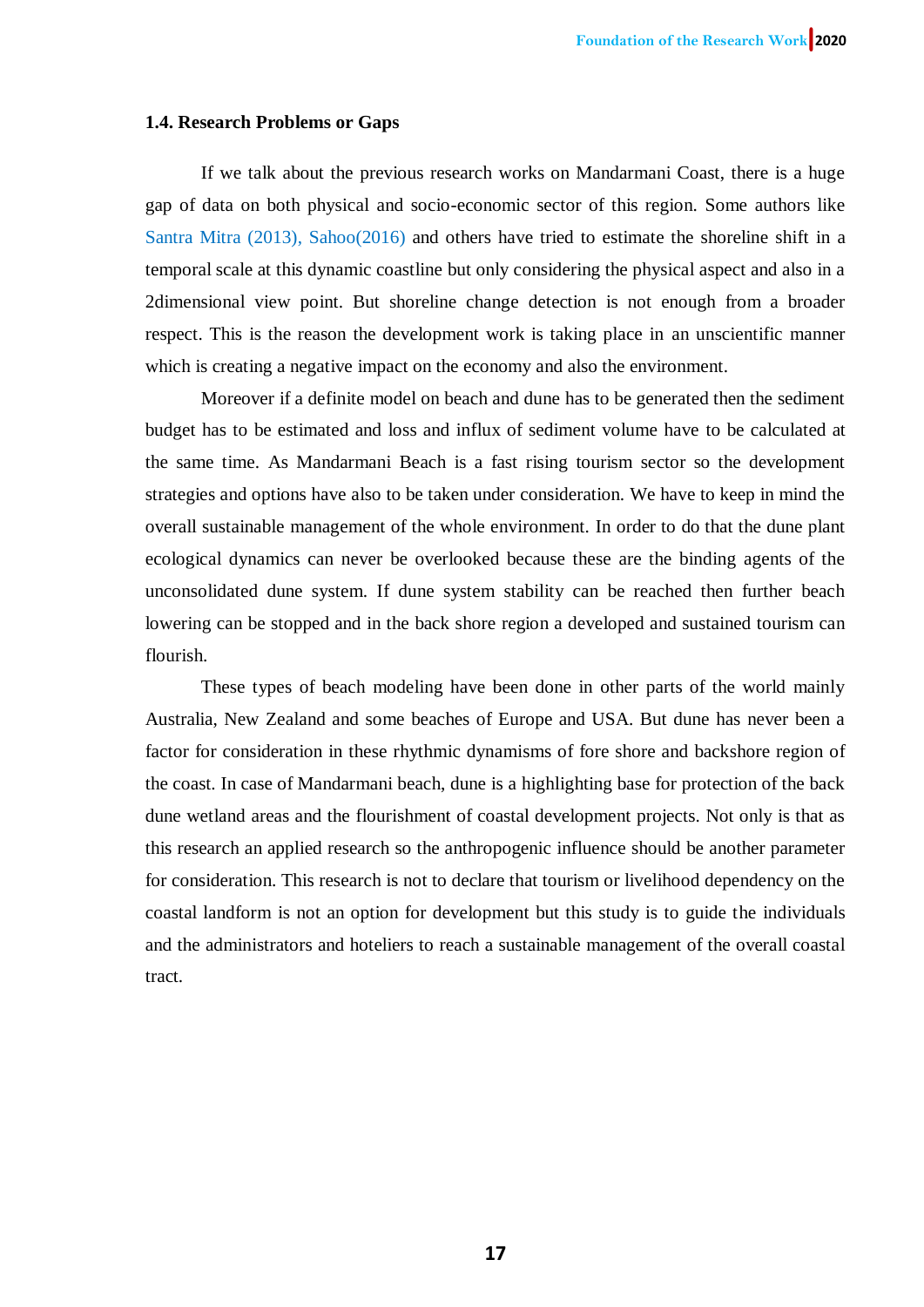### 1.4. Research Problems or Gaps

If we talk about the previous research works on Mandarmani Coast, there is a huge gap of data on both physical and socio-economic sector of this region. Some authors like Santra Mitra (2013), Sahoo(2016) and others have tried to estimate the shoreline shift in a temporal scale at this dynamic coastline but only considering the physical aspect and also in a 2dimensional view point. But shoreline change detection is not enough from a broader respect. This is the reason the development work is taking place in an unscientific manner which is creating a negative impact on the economy and also the environment.

Moreover if a definite model on beach and dune has to be generated then the sediment budget has to be estimated and loss and influx of sediment volume have to be calculated at the same time. As Mandarmani Beach is a fast rising tourism sector so the development strategies and options have also to be taken under consideration. We have to keep in mind the overall sustainable management of the whole environment. In order to do that the dune plant ecological dynamics can never be overlooked because these are the binding agents of the unconsolidated dune system. If dune system stability can be reached then further beach lowering can be stopped and in the back shore region a developed and sustained tourism can flourish.

These types of beach modeling have been done in other parts of the world mainly Australia, New Zealand and some beaches of Europe and USA. But dune has never been a factor for consideration in these rhythmic dynamisms of fore shore and backshore region of the coast. In case of Mandarmani beach, dune is a highlighting base for protection of the back dune wetland areas and the flourishment of coastal development projects. Not only is that as this research an applied research so the anthropogenic influence should be another parameter for consideration. This research is not to declare that tourism or livelihood dependency on the coastal landform is not an option for development but this study is to guide the individuals and the administrators and hoteliers to reach a sustainable management of the overall coastal tract.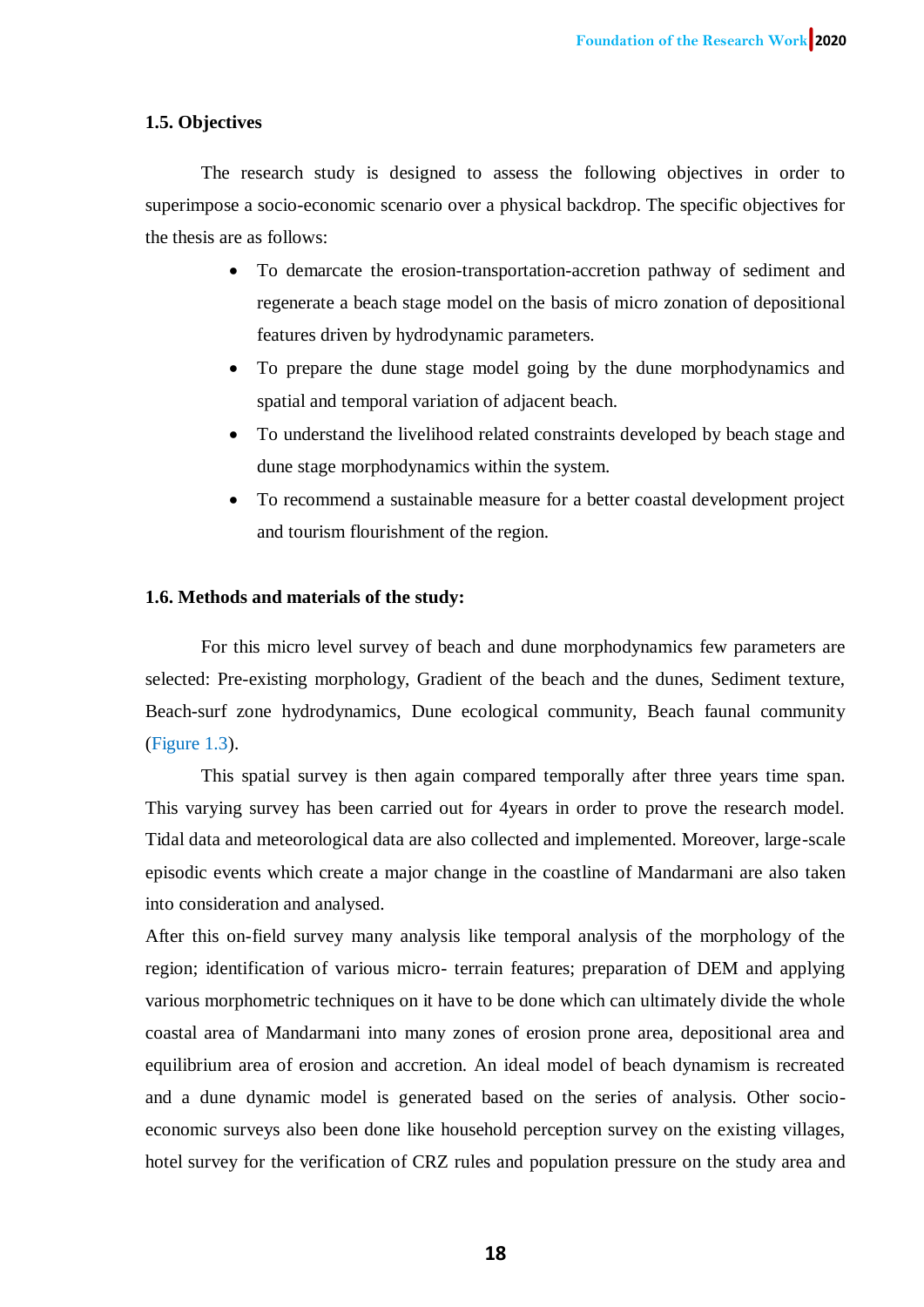### 1.5. Objectives

The research study is designed to assess the following objectives in order to superimpose a socio-economic scenario over a physical backdrop. The specific objectives for the thesis are as follows:

- To demarcate the erosion-transportation-accretion pathway of sediment and regenerate a beach stage model on the basis of micro zonation of depositional features driven by hydrodynamic parameters.
- To prepare the dune stage model going by the dune morphodynamics and spatial and temporal variation of adjacent beach.
- To understand the livelihood related constraints developed by beach stage and dune stage morphodynamics within the system.
- To recommend a sustainable measure for a better coastal development project and tourism flourishment of the region.

### 1.6. Methods and materials of the study:

For this micro level survey of beach and dune morphodynamics few parameters are selected: Pre-existing morphology, Gradient of the beach and the dunes, Sediment texture, Beach-surf zone hydrodynamics, Dune ecological community, Beach faunal community (Figure 1.3).

This spatial survey is then again compared temporally after three years time span. This varying survey has been carried out for 4years in order to prove the research model. Tidal data and meteorological data are also collected and implemented. Moreover, large-scale episodic events which create a major change in the coastline of Mandarmani are also taken into consideration and analysed.

After this on-field survey many analysis like temporal analysis of the morphology of the region; identification of various micro- terrain features; preparation of DEM and applying various morphometric techniques on it have to be done which can ultimately divide the whole coastal area of Mandarmani into many zones of erosion prone area, depositional area and equilibrium area of erosion and accretion. An ideal model of beach dynamism is recreated and a dune dynamic model is generated based on the series of analysis. Other socio-economic surveys also been done like household perception survey on the existing villages, hotel survey for the verification of CRZ rules and population pressure on the study area and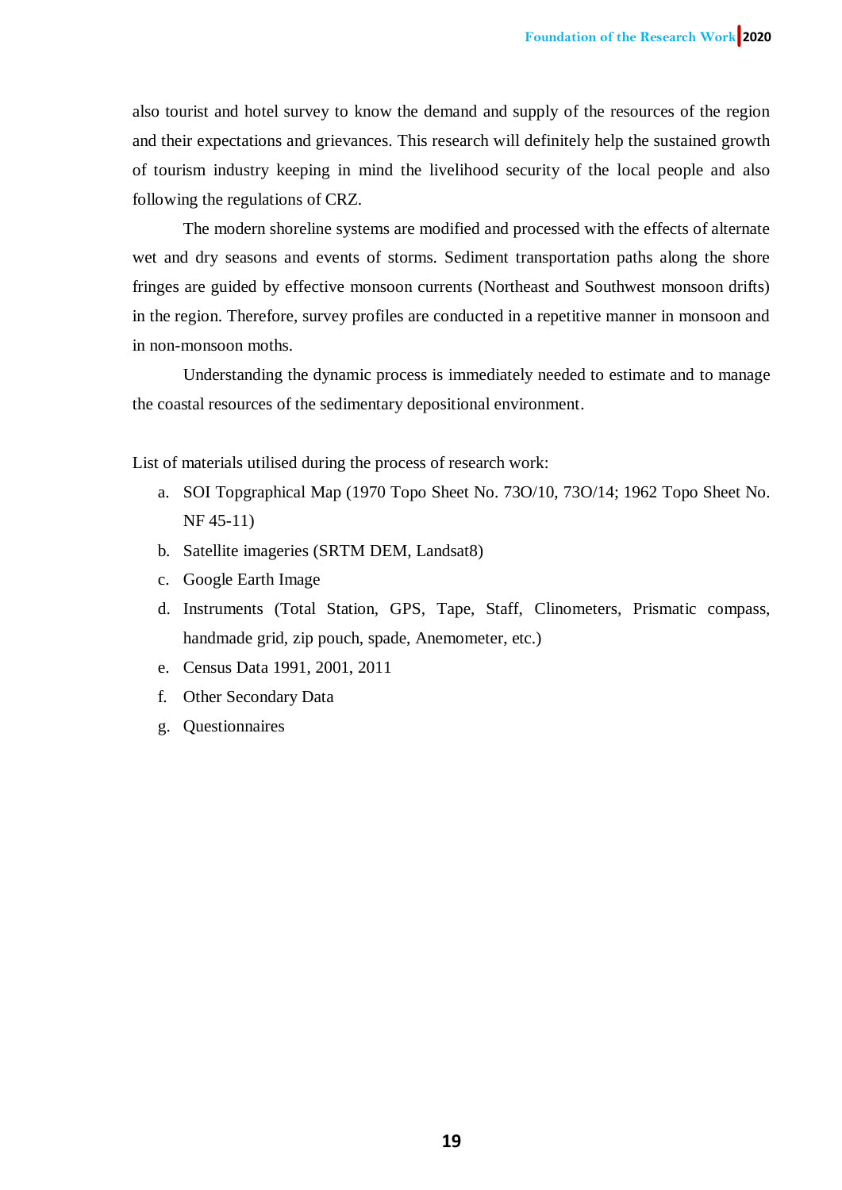also tourist and hotel survey to know the demand and supply of the resources of the region and their expectations and grievances. This research will definitely help the sustained growth of tourism industry keeping in mind the livelihood security of the local people and also following the regulations of CRZ.

The modern shoreline systems are modified and processed with the effects of alternate wet and dry seasons and events of storms. Sediment transportation paths along the shore fringes are guided by effective monsoon currents (Northeast and Southwest monsoon drifts) in the region. Therefore, survey profiles are conducted in a repetitive manner in monsoon and in non-monsoon moths.

Understanding the dynamic process is immediately needed to estimate and to manage the coastal resources of the sedimentary depositional environment.

List of materials utilised during the process of research work:

a. SOI Topgraphical Map (1970 Topo Sheet No. 73O/10, 73O/14; 1962 Topo Sheet No. NF 45-11)
b. Satellite imageries (SRTM DEM, Landsat8)
c. Google Earth Image
d. Instruments (Total Station, GPS, Tape, Staff, Clinometers, Prismatic compass, handmade grid, zip pouch, spade, Anemometer, etc.)
e. Census Data 1991, 2001, 2011
f. Other Secondary Data
g. Questionnaires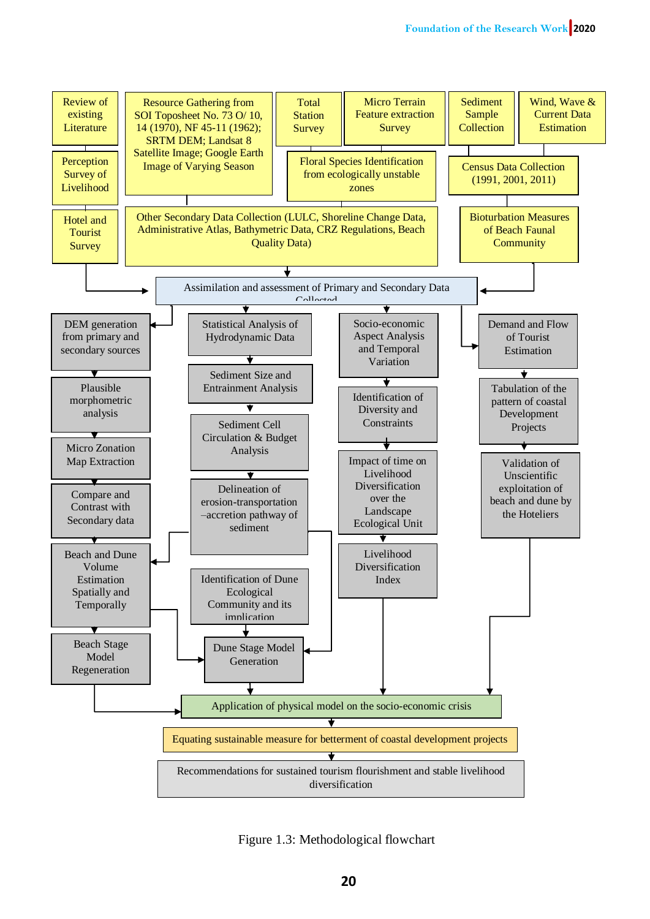Review of existing Literature

Perception Survey of Livelihood

Hotel and Tourist Survey

Resource Gathering from SOI Toposheet No. 73 O/ 10, 14 (1970), NF 45-11 (1962); SRTM DEM; Landsat 8 Satellite Image; Google Earth Image of Varying Season

Total Station Survey

Micro Terrain Feature extraction Survey

Floral Species Identification from ecologically unstable zones

Sediment Sample Collection

Wind, Wave & Current Data Estimation

Census Data Collection (1991, 2001, 2011)

Other Secondary Data Collection (LULC, Shoreline Change Data, Administrative Atlas, Bathymetric Data, CRZ Regulations, Beach Quality Data)

Bioturbation Measures of Beach Faunal Community

Assimilation and assessment of Primary and Secondary Data Collected

DEM generation from primary and secondary sources

Plausible morphometric analysis

Micro Zonation Map Extraction

Compare and Contrast with Secondary data

Beach and Dune Volume Estimation Spatially and Temporally

Beach Stage Model Regeneration

Statistical Analysis of Hydrodynamic Data

Sediment Size and Entrainment Analysis

Sediment Cell Circulation & Budget Analysis

Delineation of erosion-transportation –accretion pathway of sediment

Identification of Dune Ecological Community and its implication

Dune Stage Model Generation

Socio-economic Aspect Analysis and Temporal Variation

Identification of Diversity and Constraints

Impact of time on Livelihood Diversification over the Landscape Ecological Unit

Livelihood Diversification Index

Demand and Flow of Tourist Estimation

Tabulation of the pattern of coastal Development Projects

Validation of Unscientific exploitation of beach and dune by the Hoteliers

Application of physical model on the socio-economic crisis

Equating sustainable measure for betterment of coastal development projects

Recommendations for sustained tourism flourishment and stable livelihood diversification

Figure 1.3: Methodological flowchart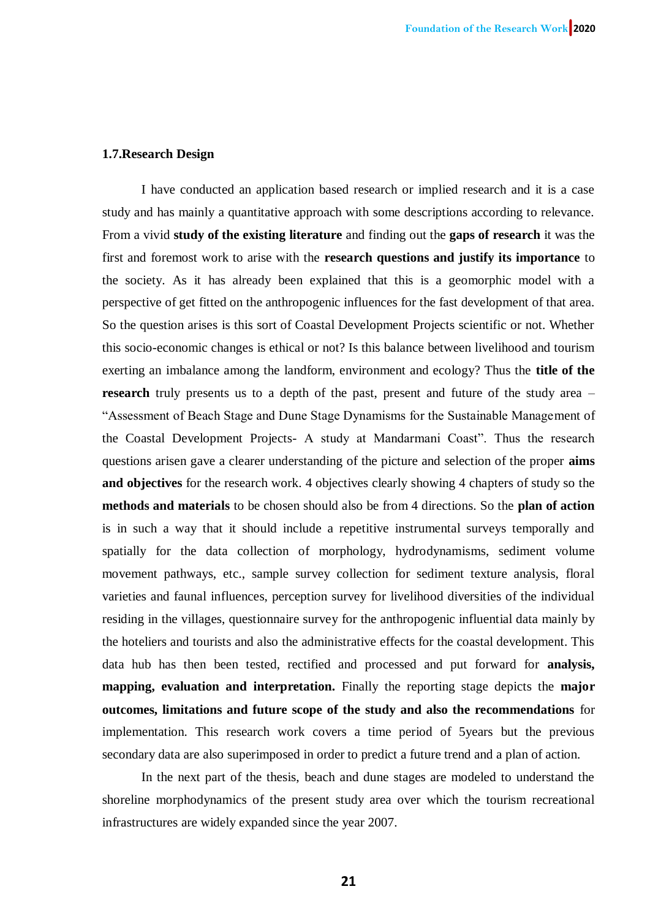### 1.7.Research Design

I have conducted an application based research or implied research and it is a case study and has mainly a quantitative approach with some descriptions according to relevance. From a vivid **study of the existing literature** and finding out the **gaps of research** it was the first and foremost work to arise with the **research questions and justify its importance** to the society. As it has already been explained that this is a geomorphic model with a perspective of get fitted on the anthropogenic influences for the fast development of that area. So the question arises is this sort of Coastal Development Projects scientific or not. Whether this socio-economic changes is ethical or not? Is this balance between livelihood and tourism exerting an imbalance among the landform, environment and ecology? Thus the **title of the research** truly presents us to a depth of the past, present and future of the study area – "Assessment of Beach Stage and Dune Stage Dynamisms for the Sustainable Management of the Coastal Development Projects- A study at Mandarmani Coast". Thus the research questions arisen gave a clearer understanding of the picture and selection of the proper **aims and objectives** for the research work. 4 objectives clearly showing 4 chapters of study so the **methods and materials** to be chosen should also be from 4 directions. So the **plan of action** is in such a way that it should include a repetitive instrumental surveys temporally and spatially for the data collection of morphology, hydrodynamisms, sediment volume movement pathways, etc., sample survey collection for sediment texture analysis, floral varieties and faunal influences, perception survey for livelihood diversities of the individual residing in the villages, questionnaire survey for the anthropogenic influential data mainly by the hoteliers and tourists and also the administrative effects for the coastal development. This data hub has then been tested, rectified and processed and put forward for **analysis, mapping, evaluation and interpretation.** Finally the reporting stage depicts the **major outcomes, limitations and future scope of the study and also the recommendations** for implementation. This research work covers a time period of 5years but the previous secondary data are also superimposed in order to predict a future trend and a plan of action.

In the next part of the thesis, beach and dune stages are modeled to understand the shoreline morphodynamics of the present study area over which the tourism recreational infrastructures are widely expanded since the year 2007.